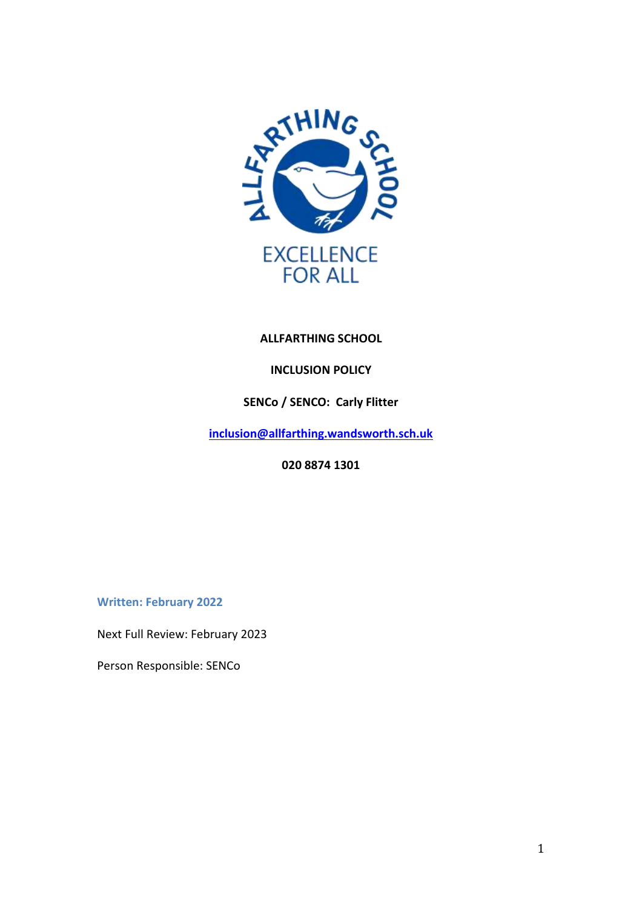**ALLFARTHING SCHOOL**

**INCLUSION POLICY**

**SENCo / SENCO: Carly Flitter**

**inclusion@allfarthing.wandsworth.sch.uk**

**020 8874 1301**

**Written: February 2022**

Next Full Review: February 2023

Person Responsible: SENCo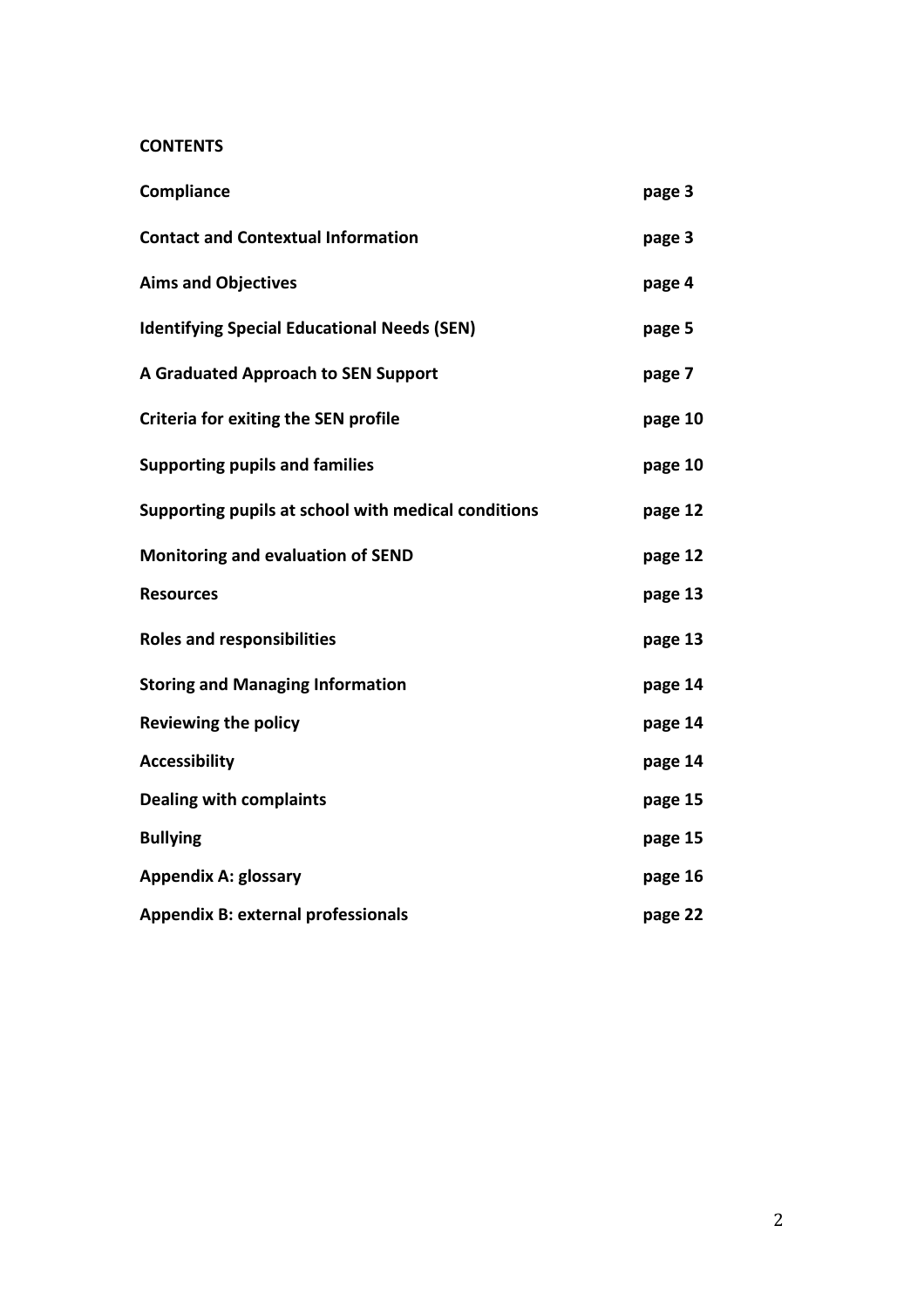**CONTENTS**

| | |
|---|---|
| **Compliance** | **page 3** |
| **Contact and Contextual Information** | **page 3** |
| **Aims and Objectives** | **page 4** |
| **Identifying Special Educational Needs (SEN)** | **page 5** |
| **A Graduated Approach to SEN Support** | **page 7** |
| **Criteria for exiting the SEN profile** | **page 10** |
| **Supporting pupils and families** | **page 10** |
| **Supporting pupils at school with medical conditions** | **page 12** |
| **Monitoring and evaluation of SEND** | **page 12** |
| **Resources** | **page 13** |
| **Roles and responsibilities** | **page 13** |
| **Storing and Managing Information** | **page 14** |
| **Reviewing the policy** | **page 14** |
| **Accessibility** | **page 14** |
| **Dealing with complaints** | **page 15** |
| **Bullying** | **page 15** |
| **Appendix A: glossary** | **page 16** |
| **Appendix B: external professionals** | **page 22** |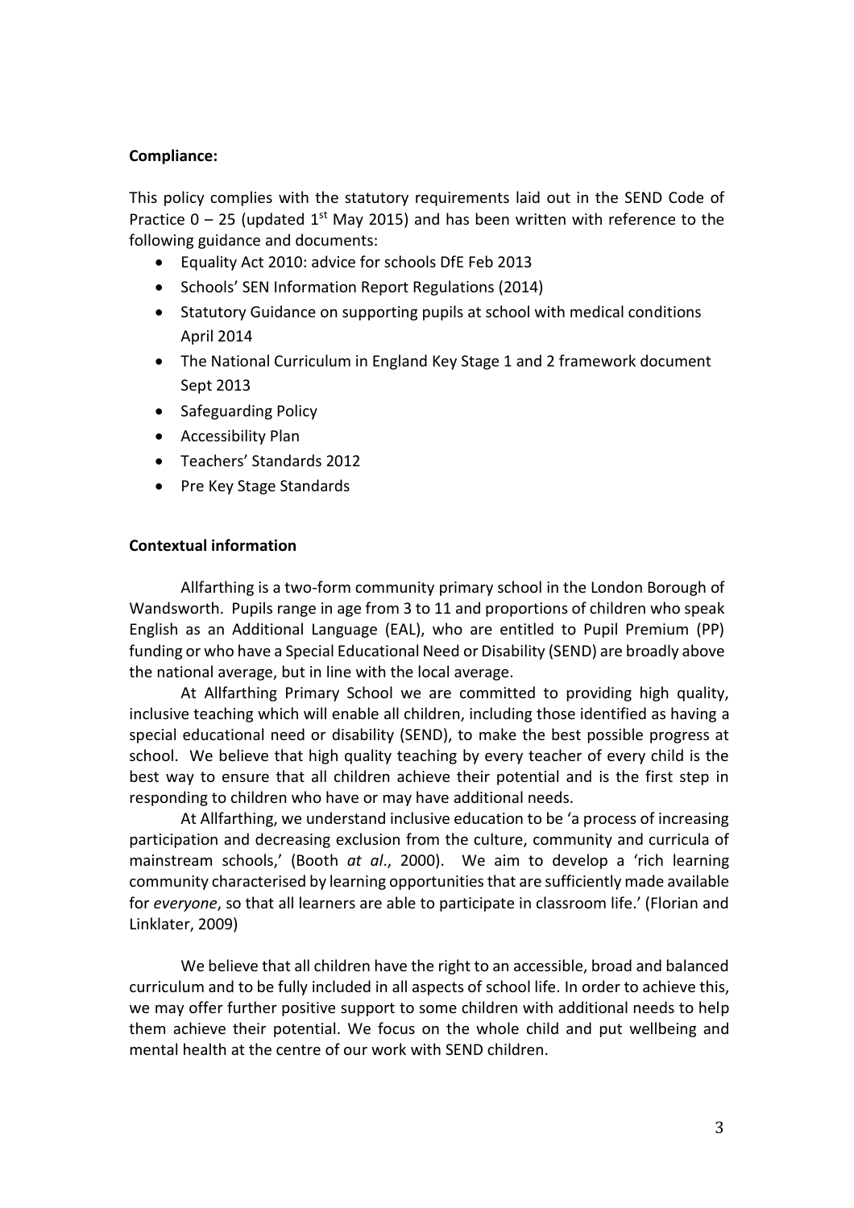**Compliance:**

This policy complies with the statutory requirements laid out in the SEND Code of Practice 0 – 25 (updated 1st May 2015) and has been written with reference to the following guidance and documents:

- Equality Act 2010: advice for schools DfE Feb 2013
- Schools' SEN Information Report Regulations (2014)
- Statutory Guidance on supporting pupils at school with medical conditions April 2014
- The National Curriculum in England Key Stage 1 and 2 framework document Sept 2013
- Safeguarding Policy
- Accessibility Plan
- Teachers' Standards 2012
- Pre Key Stage Standards

**Contextual information**

Allfarthing is a two-form community primary school in the London Borough of Wandsworth. Pupils range in age from 3 to 11 and proportions of children who speak English as an Additional Language (EAL), who are entitled to Pupil Premium (PP) funding or who have a Special Educational Need or Disability (SEND) are broadly above the national average, but in line with the local average.

At Allfarthing Primary School we are committed to providing high quality, inclusive teaching which will enable all children, including those identified as having a special educational need or disability (SEND), to make the best possible progress at school. We believe that high quality teaching by every teacher of every child is the best way to ensure that all children achieve their potential and is the first step in responding to children who have or may have additional needs.

At Allfarthing, we understand inclusive education to be 'a process of increasing participation and decreasing exclusion from the culture, community and curricula of mainstream schools,' (Booth *at al*., 2000). We aim to develop a 'rich learning community characterised by learning opportunities that are sufficiently made available for *everyone*, so that all learners are able to participate in classroom life.' (Florian and Linklater, 2009)

We believe that all children have the right to an accessible, broad and balanced curriculum and to be fully included in all aspects of school life. In order to achieve this, we may offer further positive support to some children with additional needs to help them achieve their potential. We focus on the whole child and put wellbeing and mental health at the centre of our work with SEND children.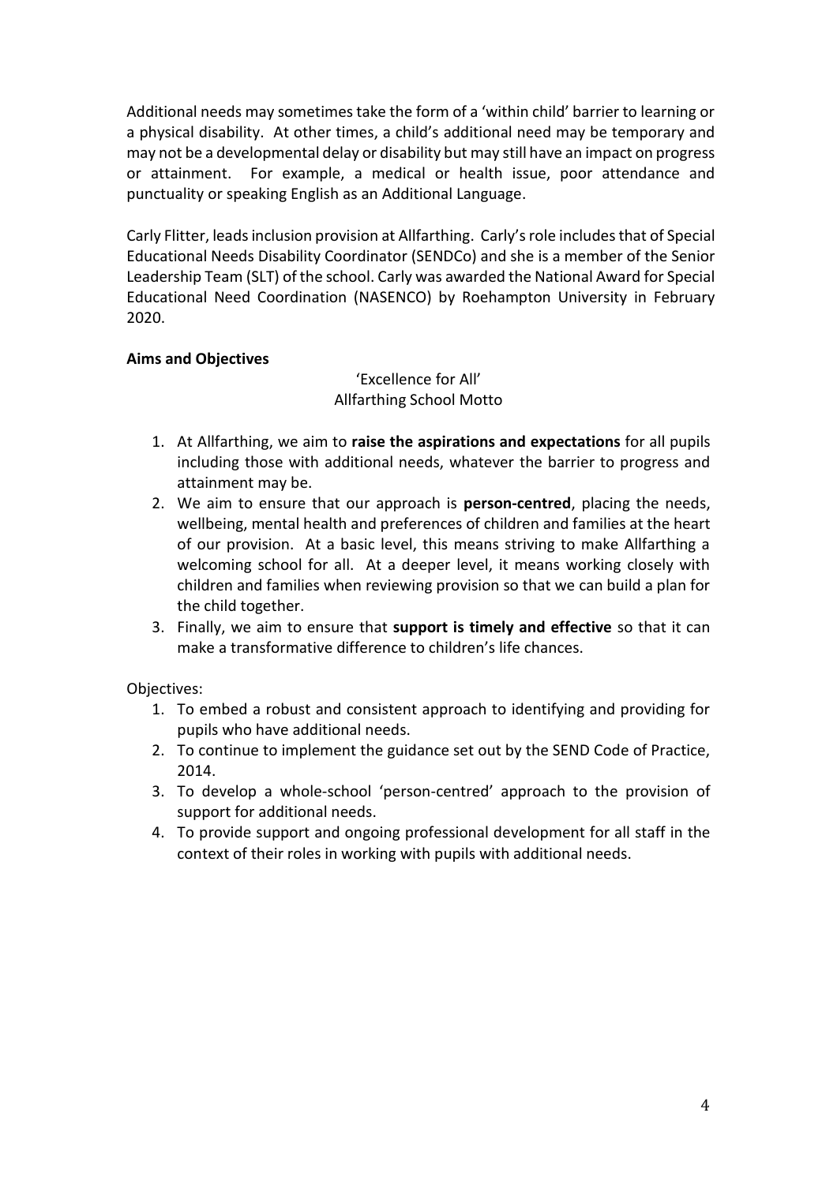Additional needs may sometimes take the form of a 'within child' barrier to learning or a physical disability. At other times, a child's additional need may be temporary and may not be a developmental delay or disability but may still have an impact on progress or attainment. For example, a medical or health issue, poor attendance and punctuality or speaking English as an Additional Language.

Carly Flitter, leads inclusion provision at Allfarthing. Carly's role includes that of Special Educational Needs Disability Coordinator (SENDCo) and she is a member of the Senior Leadership Team (SLT) of the school. Carly was awarded the National Award for Special Educational Need Coordination (NASENCO) by Roehampton University in February 2020.

**Aims and Objectives**

'Excellence for All'
Allfarthing School Motto

1. At Allfarthing, we aim to **raise the aspirations and expectations** for all pupils including those with additional needs, whatever the barrier to progress and attainment may be.
2. We aim to ensure that our approach is **person-centred**, placing the needs, wellbeing, mental health and preferences of children and families at the heart of our provision. At a basic level, this means striving to make Allfarthing a welcoming school for all. At a deeper level, it means working closely with children and families when reviewing provision so that we can build a plan for the child together.
3. Finally, we aim to ensure that **support is timely and effective** so that it can make a transformative difference to children's life chances.

Objectives:

1. To embed a robust and consistent approach to identifying and providing for pupils who have additional needs.
2. To continue to implement the guidance set out by the SEND Code of Practice, 2014.
3. To develop a whole-school 'person-centred' approach to the provision of support for additional needs.
4. To provide support and ongoing professional development for all staff in the context of their roles in working with pupils with additional needs.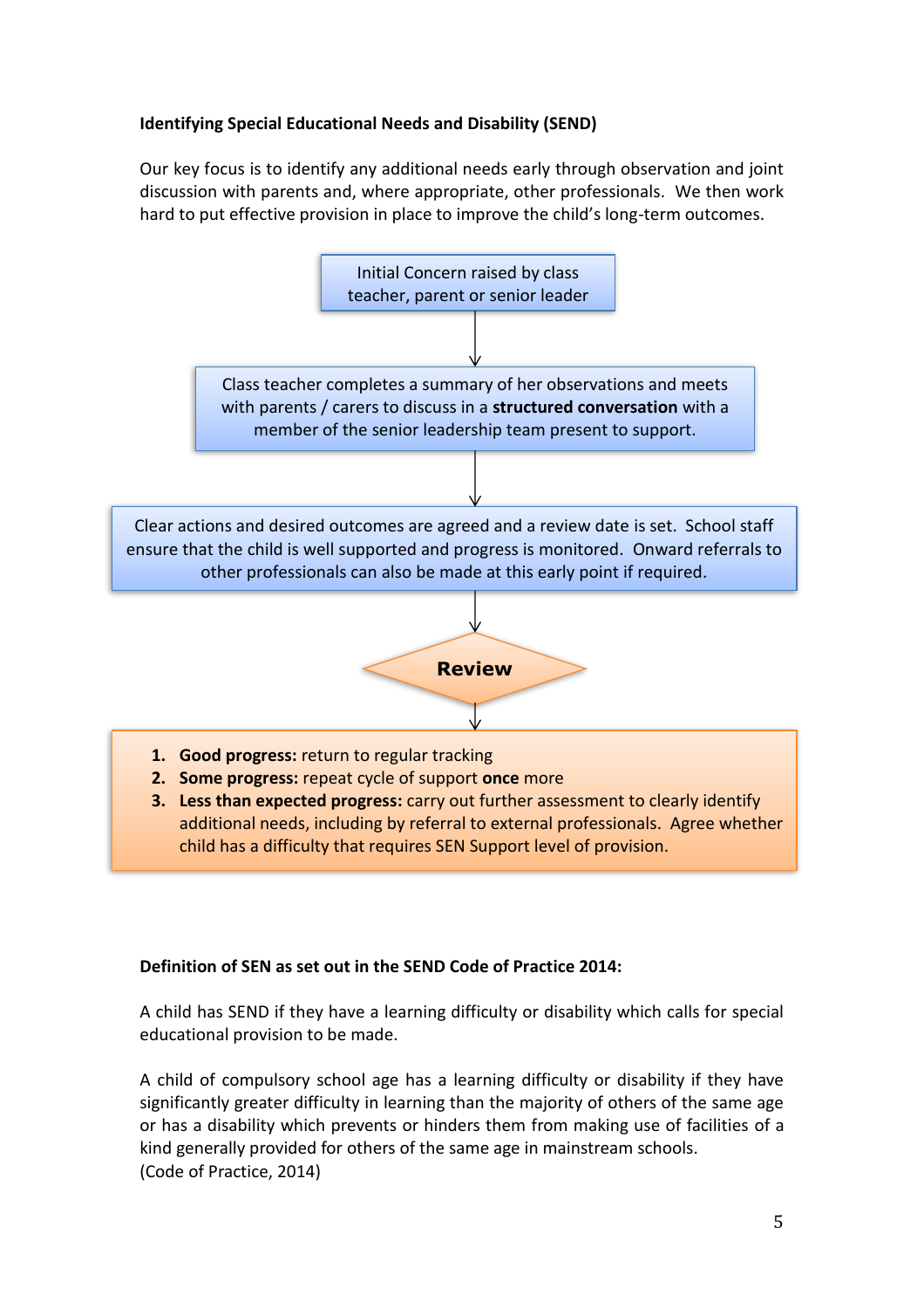**Identifying Special Educational Needs and Disability (SEND)**

Our key focus is to identify any additional needs early through observation and joint discussion with parents and, where appropriate, other professionals. We then work hard to put effective provision in place to improve the child's long-term outcomes.

Initial Concern raised by class teacher, parent or senior leader

↓

Class teacher completes a summary of her observations and meets with parents / carers to discuss in a **structured conversation** with a member of the senior leadership team present to support.

↓

Clear actions and desired outcomes are agreed and a review date is set. School staff ensure that the child is well supported and progress is monitored. Onward referrals to other professionals can also be made at this early point if required.

↓

**Review**

↓

1. **Good progress:** return to regular tracking
2. **Some progress:** repeat cycle of support **once** more
3. **Less than expected progress:** carry out further assessment to clearly identify additional needs, including by referral to external professionals. Agree whether child has a difficulty that requires SEN Support level of provision.

**Definition of SEN as set out in the SEND Code of Practice 2014:**

A child has SEND if they have a learning difficulty or disability which calls for special educational provision to be made.

A child of compulsory school age has a learning difficulty or disability if they have significantly greater difficulty in learning than the majority of others of the same age or has a disability which prevents or hinders them from making use of facilities of a kind generally provided for others of the same age in mainstream schools.
(Code of Practice, 2014)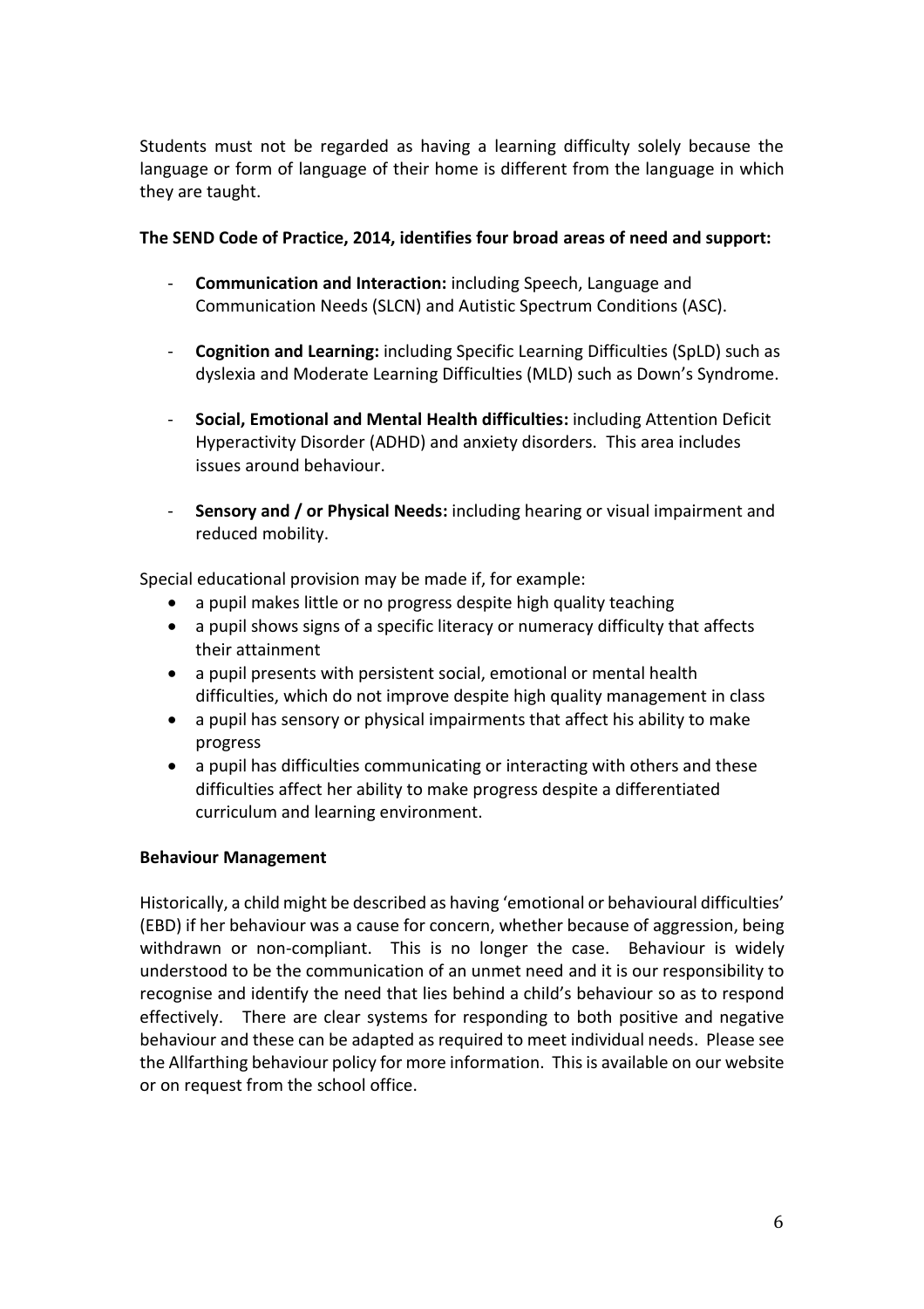Students must not be regarded as having a learning difficulty solely because the language or form of language of their home is different from the language in which they are taught.

**The SEND Code of Practice, 2014, identifies four broad areas of need and support:**

- **Communication and Interaction:** including Speech, Language and Communication Needs (SLCN) and Autistic Spectrum Conditions (ASC).

- **Cognition and Learning:** including Specific Learning Difficulties (SpLD) such as dyslexia and Moderate Learning Difficulties (MLD) such as Down's Syndrome.

- **Social, Emotional and Mental Health difficulties:** including Attention Deficit Hyperactivity Disorder (ADHD) and anxiety disorders. This area includes issues around behaviour.

- **Sensory and / or Physical Needs:** including hearing or visual impairment and reduced mobility.

Special educational provision may be made if, for example:

- a pupil makes little or no progress despite high quality teaching
- a pupil shows signs of a specific literacy or numeracy difficulty that affects their attainment
- a pupil presents with persistent social, emotional or mental health difficulties, which do not improve despite high quality management in class
- a pupil has sensory or physical impairments that affect his ability to make progress
- a pupil has difficulties communicating or interacting with others and these difficulties affect her ability to make progress despite a differentiated curriculum and learning environment.

**Behaviour Management**

Historically, a child might be described as having 'emotional or behavioural difficulties' (EBD) if her behaviour was a cause for concern, whether because of aggression, being withdrawn or non-compliant. This is no longer the case. Behaviour is widely understood to be the communication of an unmet need and it is our responsibility to recognise and identify the need that lies behind a child's behaviour so as to respond effectively. There are clear systems for responding to both positive and negative behaviour and these can be adapted as required to meet individual needs. Please see the Allfarthing behaviour policy for more information. This is available on our website or on request from the school office.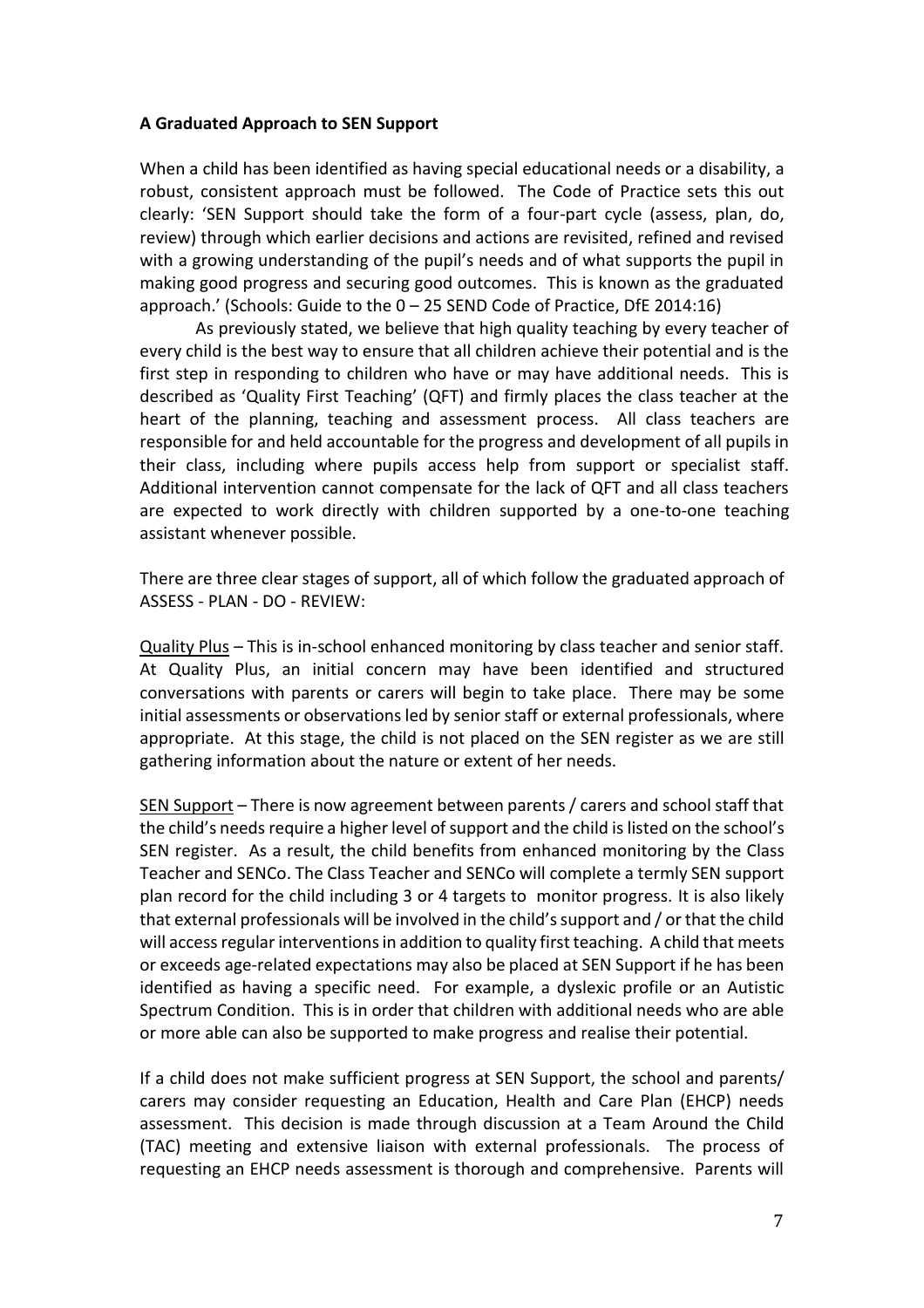**A Graduated Approach to SEN Support**

When a child has been identified as having special educational needs or a disability, a robust, consistent approach must be followed. The Code of Practice sets this out clearly: 'SEN Support should take the form of a four-part cycle (assess, plan, do, review) through which earlier decisions and actions are revisited, refined and revised with a growing understanding of the pupil's needs and of what supports the pupil in making good progress and securing good outcomes. This is known as the graduated approach.' (Schools: Guide to the 0 – 25 SEND Code of Practice, DfE 2014:16)

As previously stated, we believe that high quality teaching by every teacher of every child is the best way to ensure that all children achieve their potential and is the first step in responding to children who have or may have additional needs. This is described as 'Quality First Teaching' (QFT) and firmly places the class teacher at the heart of the planning, teaching and assessment process. All class teachers are responsible for and held accountable for the progress and development of all pupils in their class, including where pupils access help from support or specialist staff. Additional intervention cannot compensate for the lack of QFT and all class teachers are expected to work directly with children supported by a one-to-one teaching assistant whenever possible.

There are three clear stages of support, all of which follow the graduated approach of ASSESS - PLAN - DO - REVIEW:

<u>Quality Plus</u> – This is in-school enhanced monitoring by class teacher and senior staff. At Quality Plus, an initial concern may have been identified and structured conversations with parents or carers will begin to take place. There may be some initial assessments or observations led by senior staff or external professionals, where appropriate. At this stage, the child is not placed on the SEN register as we are still gathering information about the nature or extent of her needs.

<u>SEN Support</u> – There is now agreement between parents / carers and school staff that the child's needs require a higher level of support and the child is listed on the school's SEN register. As a result, the child benefits from enhanced monitoring by the Class Teacher and SENCo. The Class Teacher and SENCo will complete a termly SEN support plan record for the child including 3 or 4 targets to monitor progress. It is also likely that external professionals will be involved in the child's support and / or that the child will access regular interventions in addition to quality first teaching. A child that meets or exceeds age-related expectations may also be placed at SEN Support if he has been identified as having a specific need. For example, a dyslexic profile or an Autistic Spectrum Condition. This is in order that children with additional needs who are able or more able can also be supported to make progress and realise their potential.

If a child does not make sufficient progress at SEN Support, the school and parents/ carers may consider requesting an Education, Health and Care Plan (EHCP) needs assessment. This decision is made through discussion at a Team Around the Child (TAC) meeting and extensive liaison with external professionals. The process of requesting an EHCP needs assessment is thorough and comprehensive. Parents will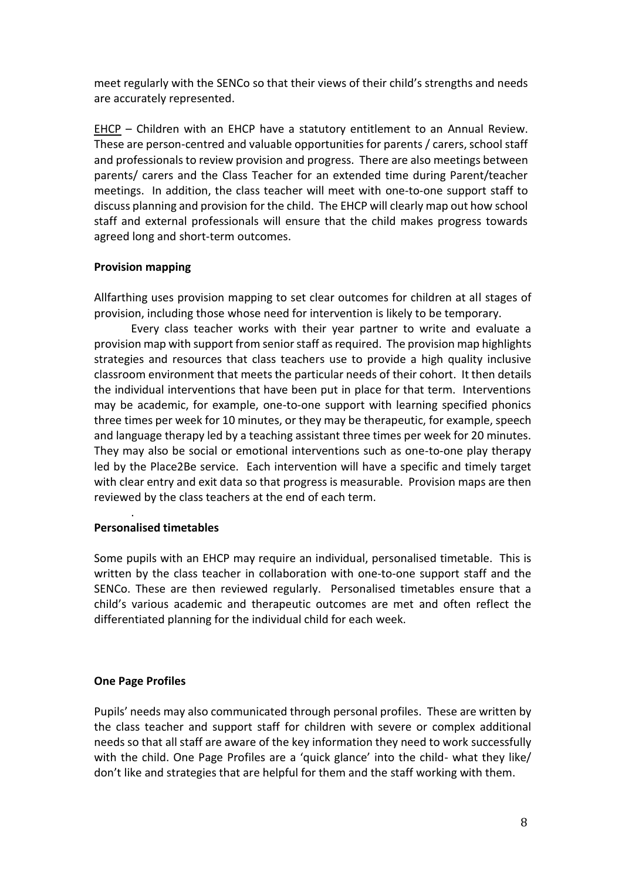meet regularly with the SENCo so that their views of their child's strengths and needs are accurately represented.

EHCP – Children with an EHCP have a statutory entitlement to an Annual Review. These are person-centred and valuable opportunities for parents / carers, school staff and professionals to review provision and progress. There are also meetings between parents/ carers and the Class Teacher for an extended time during Parent/teacher meetings. In addition, the class teacher will meet with one-to-one support staff to discuss planning and provision for the child. The EHCP will clearly map out how school staff and external professionals will ensure that the child makes progress towards agreed long and short-term outcomes.

**Provision mapping**

Allfarthing uses provision mapping to set clear outcomes for children at all stages of provision, including those whose need for intervention is likely to be temporary.

Every class teacher works with their year partner to write and evaluate a provision map with support from senior staff as required. The provision map highlights strategies and resources that class teachers use to provide a high quality inclusive classroom environment that meets the particular needs of their cohort. It then details the individual interventions that have been put in place for that term. Interventions may be academic, for example, one-to-one support with learning specified phonics three times per week for 10 minutes, or they may be therapeutic, for example, speech and language therapy led by a teaching assistant three times per week for 20 minutes. They may also be social or emotional interventions such as one-to-one play therapy led by the Place2Be service. Each intervention will have a specific and timely target with clear entry and exit data so that progress is measurable. Provision maps are then reviewed by the class teachers at the end of each term.

**Personalised timetables**

Some pupils with an EHCP may require an individual, personalised timetable. This is written by the class teacher in collaboration with one-to-one support staff and the SENCo. These are then reviewed regularly. Personalised timetables ensure that a child's various academic and therapeutic outcomes are met and often reflect the differentiated planning for the individual child for each week.

**One Page Profiles**

Pupils' needs may also communicated through personal profiles. These are written by the class teacher and support staff for children with severe or complex additional needs so that all staff are aware of the key information they need to work successfully with the child. One Page Profiles are a 'quick glance' into the child- what they like/ don't like and strategies that are helpful for them and the staff working with them.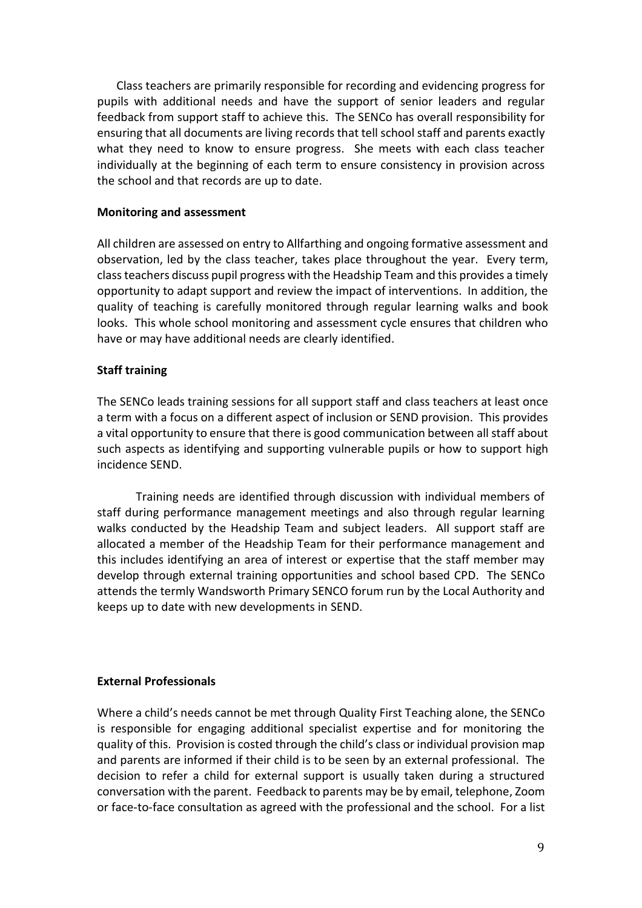Class teachers are primarily responsible for recording and evidencing progress for pupils with additional needs and have the support of senior leaders and regular feedback from support staff to achieve this. The SENCo has overall responsibility for ensuring that all documents are living records that tell school staff and parents exactly what they need to know to ensure progress. She meets with each class teacher individually at the beginning of each term to ensure consistency in provision across the school and that records are up to date.

**Monitoring and assessment**

All children are assessed on entry to Allfarthing and ongoing formative assessment and observation, led by the class teacher, takes place throughout the year. Every term, class teachers discuss pupil progress with the Headship Team and this provides a timely opportunity to adapt support and review the impact of interventions. In addition, the quality of teaching is carefully monitored through regular learning walks and book looks. This whole school monitoring and assessment cycle ensures that children who have or may have additional needs are clearly identified.

**Staff training**

The SENCo leads training sessions for all support staff and class teachers at least once a term with a focus on a different aspect of inclusion or SEND provision. This provides a vital opportunity to ensure that there is good communication between all staff about such aspects as identifying and supporting vulnerable pupils or how to support high incidence SEND.

Training needs are identified through discussion with individual members of staff during performance management meetings and also through regular learning walks conducted by the Headship Team and subject leaders. All support staff are allocated a member of the Headship Team for their performance management and this includes identifying an area of interest or expertise that the staff member may develop through external training opportunities and school based CPD. The SENCo attends the termly Wandsworth Primary SENCO forum run by the Local Authority and keeps up to date with new developments in SEND.

**External Professionals**

Where a child's needs cannot be met through Quality First Teaching alone, the SENCo is responsible for engaging additional specialist expertise and for monitoring the quality of this. Provision is costed through the child's class or individual provision map and parents are informed if their child is to be seen by an external professional. The decision to refer a child for external support is usually taken during a structured conversation with the parent. Feedback to parents may be by email, telephone, Zoom or face-to-face consultation as agreed with the professional and the school. For a list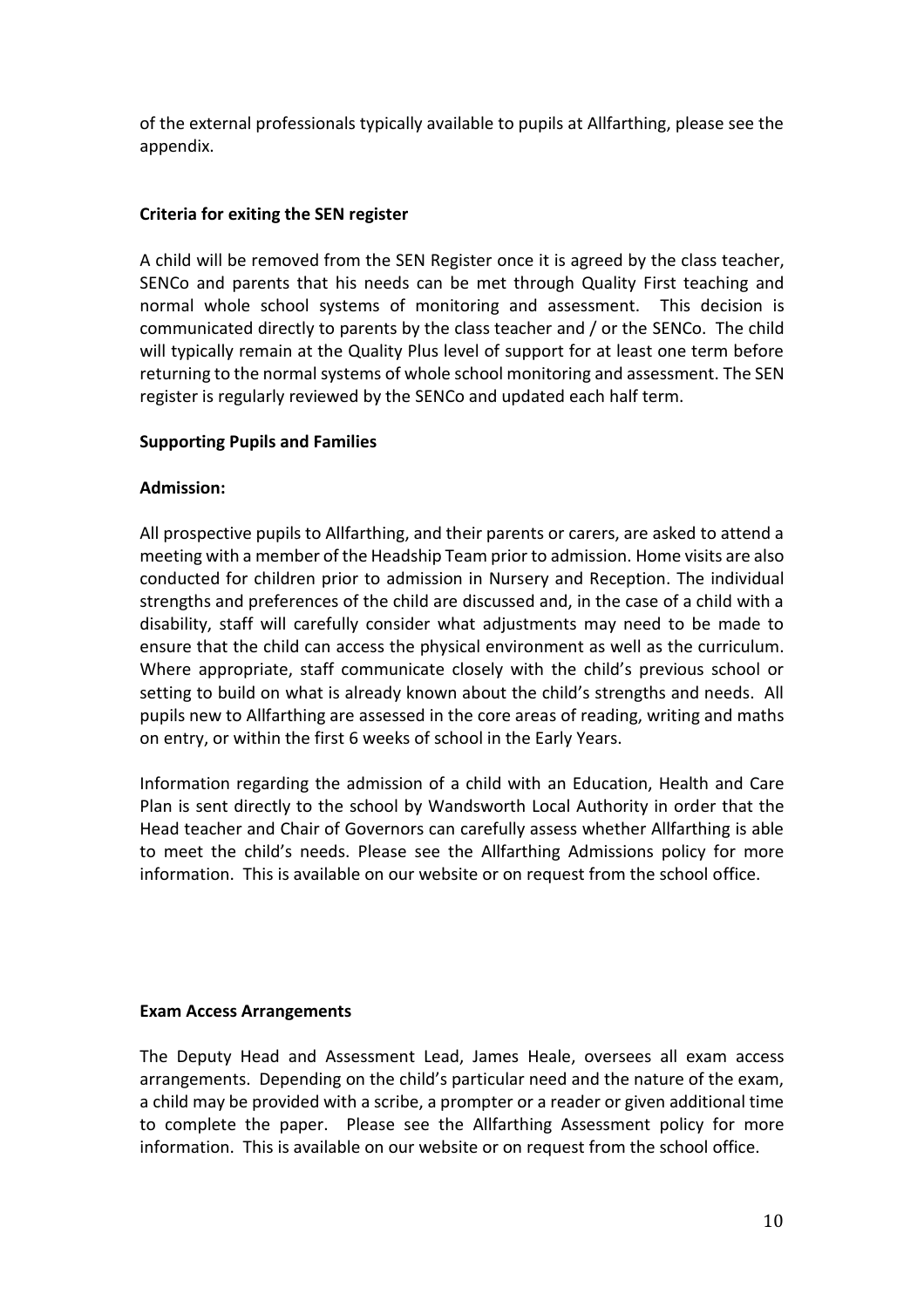of the external professionals typically available to pupils at Allfarthing, please see the appendix.

**Criteria for exiting the SEN register**

A child will be removed from the SEN Register once it is agreed by the class teacher, SENCo and parents that his needs can be met through Quality First teaching and normal whole school systems of monitoring and assessment. This decision is communicated directly to parents by the class teacher and / or the SENCo. The child will typically remain at the Quality Plus level of support for at least one term before returning to the normal systems of whole school monitoring and assessment. The SEN register is regularly reviewed by the SENCo and updated each half term.

**Supporting Pupils and Families**

**Admission:**

All prospective pupils to Allfarthing, and their parents or carers, are asked to attend a meeting with a member of the Headship Team prior to admission. Home visits are also conducted for children prior to admission in Nursery and Reception. The individual strengths and preferences of the child are discussed and, in the case of a child with a disability, staff will carefully consider what adjustments may need to be made to ensure that the child can access the physical environment as well as the curriculum. Where appropriate, staff communicate closely with the child's previous school or setting to build on what is already known about the child's strengths and needs. All pupils new to Allfarthing are assessed in the core areas of reading, writing and maths on entry, or within the first 6 weeks of school in the Early Years.

Information regarding the admission of a child with an Education, Health and Care Plan is sent directly to the school by Wandsworth Local Authority in order that the Head teacher and Chair of Governors can carefully assess whether Allfarthing is able to meet the child's needs. Please see the Allfarthing Admissions policy for more information. This is available on our website or on request from the school office.

**Exam Access Arrangements**

The Deputy Head and Assessment Lead, James Heale, oversees all exam access arrangements. Depending on the child's particular need and the nature of the exam, a child may be provided with a scribe, a prompter or a reader or given additional time to complete the paper. Please see the Allfarthing Assessment policy for more information. This is available on our website or on request from the school office.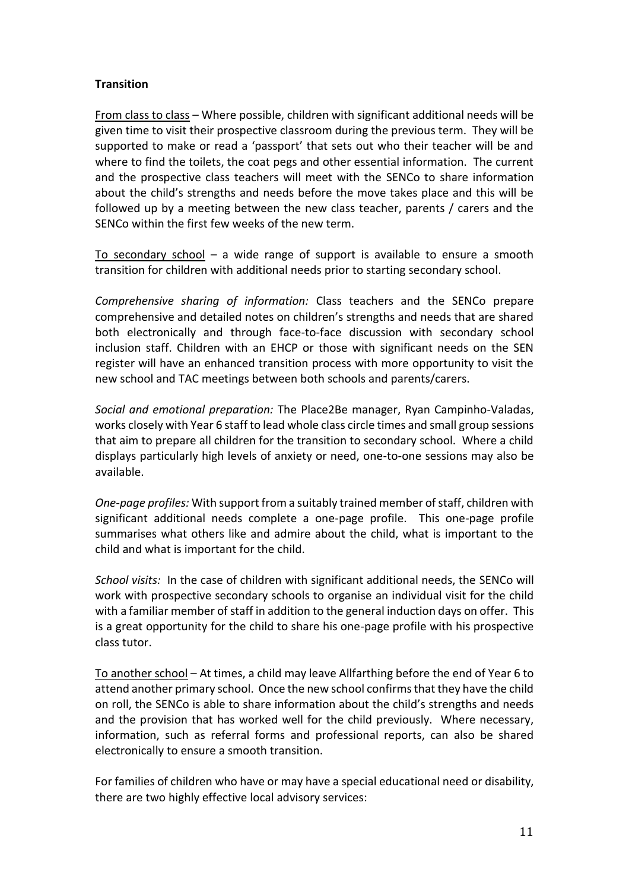**Transition**

From class to class – Where possible, children with significant additional needs will be given time to visit their prospective classroom during the previous term. They will be supported to make or read a 'passport' that sets out who their teacher will be and where to find the toilets, the coat pegs and other essential information. The current and the prospective class teachers will meet with the SENCo to share information about the child's strengths and needs before the move takes place and this will be followed up by a meeting between the new class teacher, parents / carers and the SENCo within the first few weeks of the new term.

To secondary school – a wide range of support is available to ensure a smooth transition for children with additional needs prior to starting secondary school.

*Comprehensive sharing of information:* Class teachers and the SENCo prepare comprehensive and detailed notes on children's strengths and needs that are shared both electronically and through face-to-face discussion with secondary school inclusion staff. Children with an EHCP or those with significant needs on the SEN register will have an enhanced transition process with more opportunity to visit the new school and TAC meetings between both schools and parents/carers.

*Social and emotional preparation:* The Place2Be manager, Ryan Campinho-Valadas, works closely with Year 6 staff to lead whole class circle times and small group sessions that aim to prepare all children for the transition to secondary school. Where a child displays particularly high levels of anxiety or need, one-to-one sessions may also be available.

*One-page profiles:* With support from a suitably trained member of staff, children with significant additional needs complete a one-page profile. This one-page profile summarises what others like and admire about the child, what is important to the child and what is important for the child.

*School visits:* In the case of children with significant additional needs, the SENCo will work with prospective secondary schools to organise an individual visit for the child with a familiar member of staff in addition to the general induction days on offer. This is a great opportunity for the child to share his one-page profile with his prospective class tutor.

To another school – At times, a child may leave Allfarthing before the end of Year 6 to attend another primary school. Once the new school confirms that they have the child on roll, the SENCo is able to share information about the child's strengths and needs and the provision that has worked well for the child previously. Where necessary, information, such as referral forms and professional reports, can also be shared electronically to ensure a smooth transition.

For families of children who have or may have a special educational need or disability, there are two highly effective local advisory services: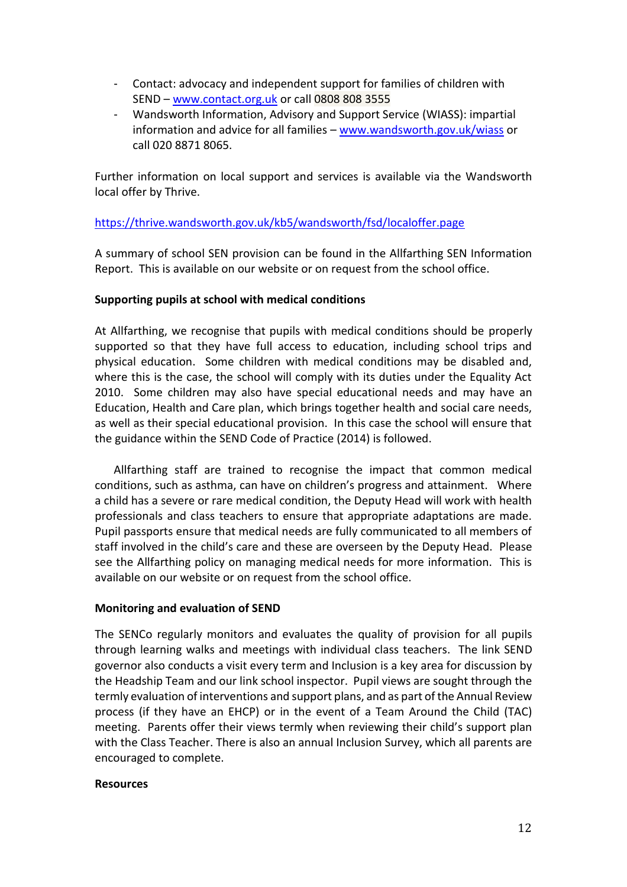- Contact: advocacy and independent support for families of children with SEND – [www.contact.org.uk](http://www.contact.org.uk) or call 0808 808 3555
- Wandsworth Information, Advisory and Support Service (WIASS): impartial information and advice for all families – [www.wandsworth.gov.uk/wiass](http://www.wandsworth.gov.uk/wiass) or call 020 8871 8065.

Further information on local support and services is available via the Wandsworth local offer by Thrive.

[https://thrive.wandsworth.gov.uk/kb5/wandsworth/fsd/localoffer.page](https://thrive.wandsworth.gov.uk/kb5/wandsworth/fsd/localoffer.page)

A summary of school SEN provision can be found in the Allfarthing SEN Information Report. This is available on our website or on request from the school office.

**Supporting pupils at school with medical conditions**

At Allfarthing, we recognise that pupils with medical conditions should be properly supported so that they have full access to education, including school trips and physical education. Some children with medical conditions may be disabled and, where this is the case, the school will comply with its duties under the Equality Act 2010. Some children may also have special educational needs and may have an Education, Health and Care plan, which brings together health and social care needs, as well as their special educational provision. In this case the school will ensure that the guidance within the SEND Code of Practice (2014) is followed.

Allfarthing staff are trained to recognise the impact that common medical conditions, such as asthma, can have on children's progress and attainment. Where a child has a severe or rare medical condition, the Deputy Head will work with health professionals and class teachers to ensure that appropriate adaptations are made. Pupil passports ensure that medical needs are fully communicated to all members of staff involved in the child's care and these are overseen by the Deputy Head. Please see the Allfarthing policy on managing medical needs for more information. This is available on our website or on request from the school office.

**Monitoring and evaluation of SEND**

The SENCo regularly monitors and evaluates the quality of provision for all pupils through learning walks and meetings with individual class teachers. The link SEND governor also conducts a visit every term and Inclusion is a key area for discussion by the Headship Team and our link school inspector. Pupil views are sought through the termly evaluation of interventions and support plans, and as part of the Annual Review process (if they have an EHCP) or in the event of a Team Around the Child (TAC) meeting. Parents offer their views termly when reviewing their child's support plan with the Class Teacher. There is also an annual Inclusion Survey, which all parents are encouraged to complete.

**Resources**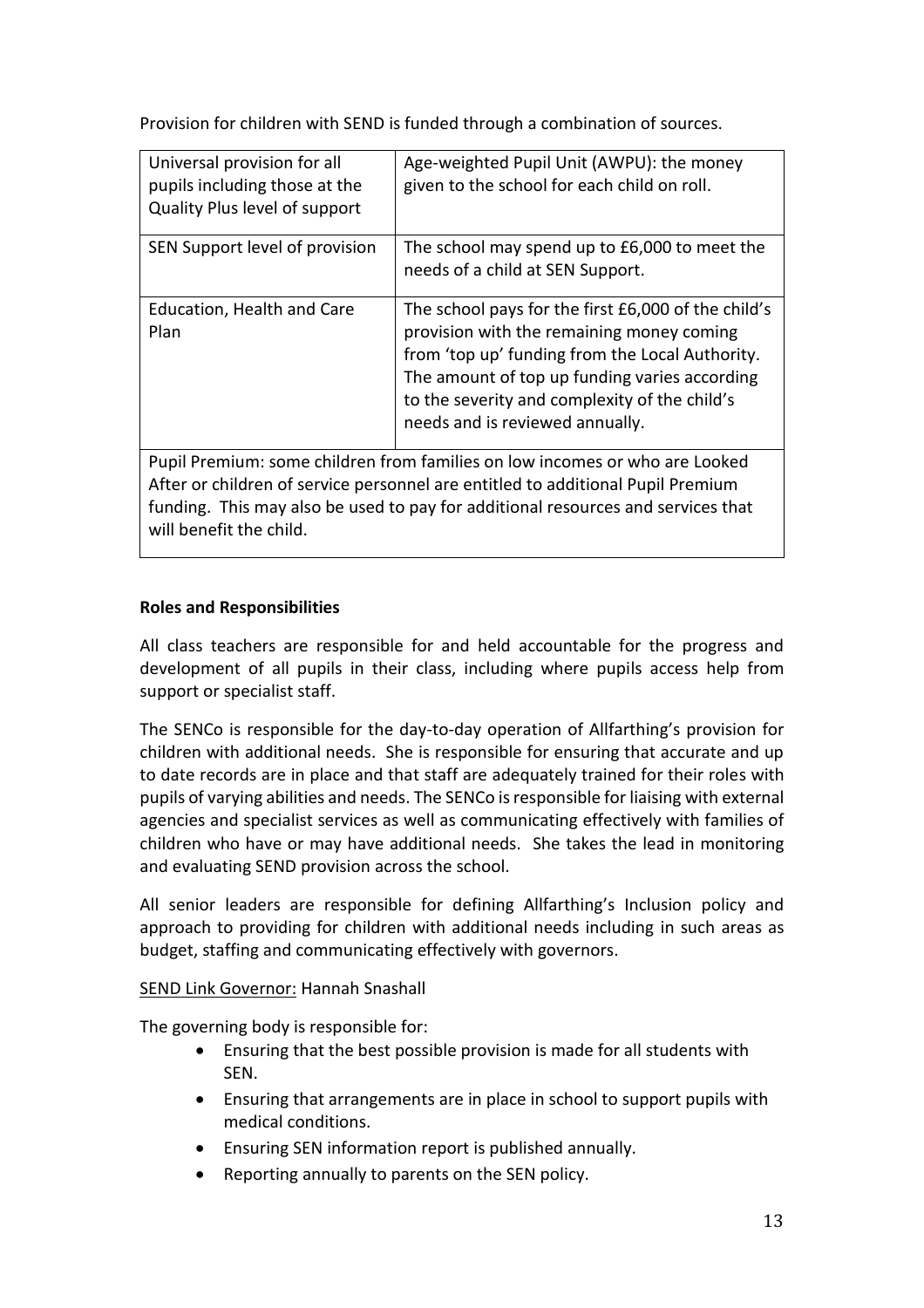Provision for children with SEND is funded through a combination of sources.

| Universal provision for all pupils including those at the Quality Plus level of support | Age-weighted Pupil Unit (AWPU): the money given to the school for each child on roll. |
| --- | --- |
| SEN Support level of provision | The school may spend up to £6,000 to meet the needs of a child at SEN Support. |
| Education, Health and Care Plan | The school pays for the first £6,000 of the child's provision with the remaining money coming from 'top up' funding from the Local Authority. The amount of top up funding varies according to the severity and complexity of the child's needs and is reviewed annually. |
| Pupil Premium: some children from families on low incomes or who are Looked After or children of service personnel are entitled to additional Pupil Premium funding. This may also be used to pay for additional resources and services that will benefit the child. | |

**Roles and Responsibilities**

All class teachers are responsible for and held accountable for the progress and development of all pupils in their class, including where pupils access help from support or specialist staff.

The SENCo is responsible for the day-to-day operation of Allfarthing's provision for children with additional needs. She is responsible for ensuring that accurate and up to date records are in place and that staff are adequately trained for their roles with pupils of varying abilities and needs. The SENCo is responsible for liaising with external agencies and specialist services as well as communicating effectively with families of children who have or may have additional needs. She takes the lead in monitoring and evaluating SEND provision across the school.

All senior leaders are responsible for defining Allfarthing's Inclusion policy and approach to providing for children with additional needs including in such areas as budget, staffing and communicating effectively with governors.

<u>SEND Link Governor:</u> Hannah Snashall

The governing body is responsible for:

- Ensuring that the best possible provision is made for all students with SEN.
- Ensuring that arrangements are in place in school to support pupils with medical conditions.
- Ensuring SEN information report is published annually.
- Reporting annually to parents on the SEN policy.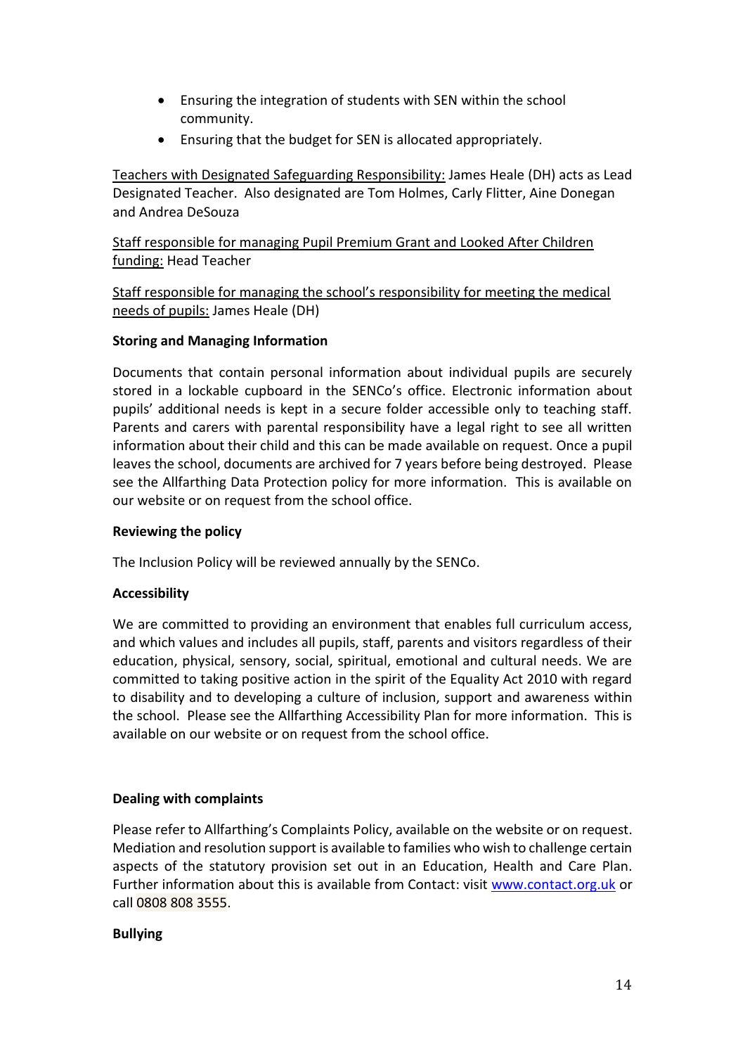- Ensuring the integration of students with SEN within the school community.
- Ensuring that the budget for SEN is allocated appropriately.

Teachers with Designated Safeguarding Responsibility: James Heale (DH) acts as Lead Designated Teacher. Also designated are Tom Holmes, Carly Flitter, Aine Donegan and Andrea DeSouza

Staff responsible for managing Pupil Premium Grant and Looked After Children funding: Head Teacher

Staff responsible for managing the school's responsibility for meeting the medical needs of pupils: James Heale (DH)

**Storing and Managing Information**

Documents that contain personal information about individual pupils are securely stored in a lockable cupboard in the SENCo's office. Electronic information about pupils' additional needs is kept in a secure folder accessible only to teaching staff. Parents and carers with parental responsibility have a legal right to see all written information about their child and this can be made available on request. Once a pupil leaves the school, documents are archived for 7 years before being destroyed. Please see the Allfarthing Data Protection policy for more information. This is available on our website or on request from the school office.

**Reviewing the policy**

The Inclusion Policy will be reviewed annually by the SENCo.

**Accessibility**

We are committed to providing an environment that enables full curriculum access, and which values and includes all pupils, staff, parents and visitors regardless of their education, physical, sensory, social, spiritual, emotional and cultural needs. We are committed to taking positive action in the spirit of the Equality Act 2010 with regard to disability and to developing a culture of inclusion, support and awareness within the school. Please see the Allfarthing Accessibility Plan for more information. This is available on our website or on request from the school office.

**Dealing with complaints**

Please refer to Allfarthing's Complaints Policy, available on the website or on request. Mediation and resolution support is available to families who wish to challenge certain aspects of the statutory provision set out in an Education, Health and Care Plan. Further information about this is available from Contact: visit [www.contact.org.uk](http://www.contact.org.uk) or call 0808 808 3555.

**Bullying**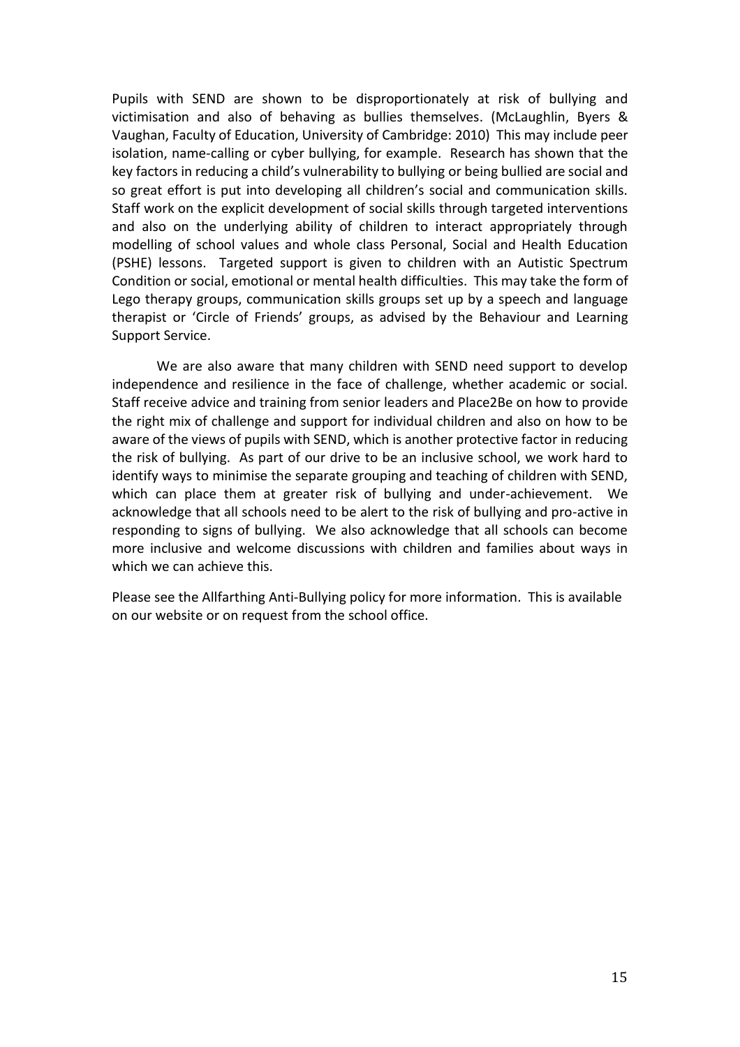Pupils with SEND are shown to be disproportionately at risk of bullying and victimisation and also of behaving as bullies themselves. (McLaughlin, Byers & Vaughan, Faculty of Education, University of Cambridge: 2010) This may include peer isolation, name-calling or cyber bullying, for example. Research has shown that the key factors in reducing a child's vulnerability to bullying or being bullied are social and so great effort is put into developing all children's social and communication skills. Staff work on the explicit development of social skills through targeted interventions and also on the underlying ability of children to interact appropriately through modelling of school values and whole class Personal, Social and Health Education (PSHE) lessons. Targeted support is given to children with an Autistic Spectrum Condition or social, emotional or mental health difficulties. This may take the form of Lego therapy groups, communication skills groups set up by a speech and language therapist or 'Circle of Friends' groups, as advised by the Behaviour and Learning Support Service.

We are also aware that many children with SEND need support to develop independence and resilience in the face of challenge, whether academic or social. Staff receive advice and training from senior leaders and Place2Be on how to provide the right mix of challenge and support for individual children and also on how to be aware of the views of pupils with SEND, which is another protective factor in reducing the risk of bullying. As part of our drive to be an inclusive school, we work hard to identify ways to minimise the separate grouping and teaching of children with SEND, which can place them at greater risk of bullying and under-achievement. We acknowledge that all schools need to be alert to the risk of bullying and pro-active in responding to signs of bullying. We also acknowledge that all schools can become more inclusive and welcome discussions with children and families about ways in which we can achieve this.

Please see the Allfarthing Anti-Bullying policy for more information. This is available on our website or on request from the school office.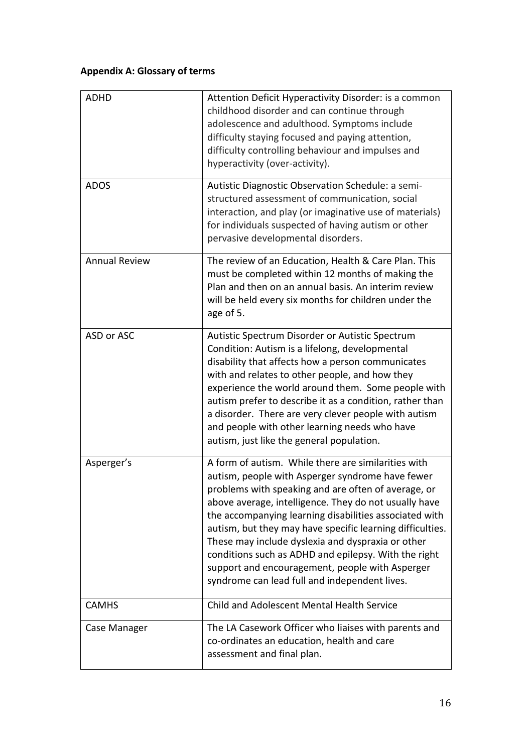**Appendix A: Glossary of terms**

| | |
|---|---|
| ADHD | Attention Deficit Hyperactivity Disorder: is a common childhood disorder and can continue through adolescence and adulthood. Symptoms include difficulty staying focused and paying attention, difficulty controlling behaviour and impulses and hyperactivity (over-activity). |
| ADOS | Autistic Diagnostic Observation Schedule: a semi-structured assessment of communication, social interaction, and play (or imaginative use of materials) for individuals suspected of having autism or other pervasive developmental disorders. |
| Annual Review | The review of an Education, Health & Care Plan. This must be completed within 12 months of making the Plan and then on an annual basis. An interim review will be held every six months for children under the age of 5. |
| ASD or ASC | Autistic Spectrum Disorder or Autistic Spectrum Condition: Autism is a lifelong, developmental disability that affects how a person communicates with and relates to other people, and how they experience the world around them. Some people with autism prefer to describe it as a condition, rather than a disorder. There are very clever people with autism and people with other learning needs who have autism, just like the general population. |
| Asperger's | A form of autism. While there are similarities with autism, people with Asperger syndrome have fewer problems with speaking and are often of average, or above average, intelligence. They do not usually have the accompanying learning disabilities associated with autism, but they may have specific learning difficulties. These may include dyslexia and dyspraxia or other conditions such as ADHD and epilepsy. With the right support and encouragement, people with Asperger syndrome can lead full and independent lives. |
| CAMHS | Child and Adolescent Mental Health Service |
| Case Manager | The LA Casework Officer who liaises with parents and co-ordinates an education, health and care assessment and final plan. |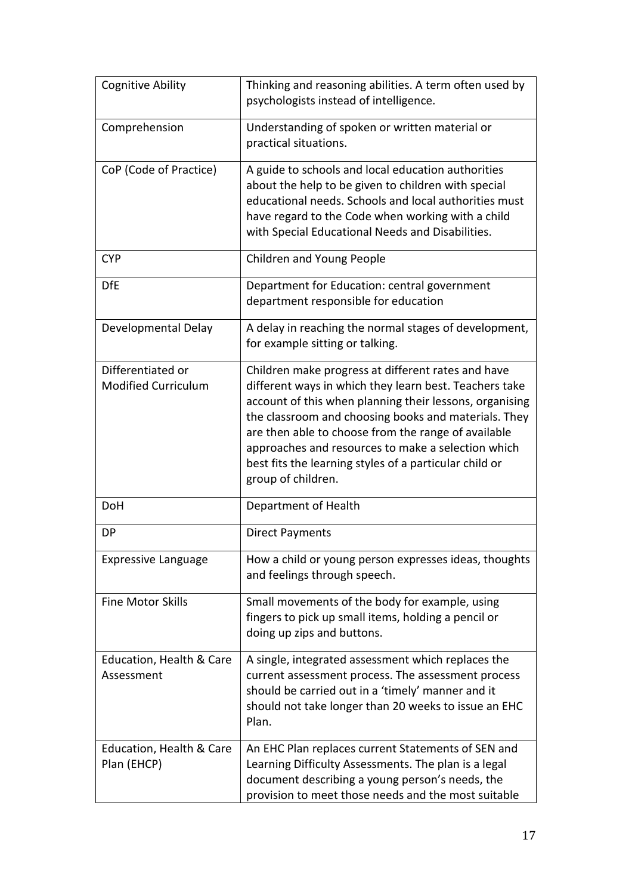| | |
|---|---|
| Cognitive Ability | Thinking and reasoning abilities. A term often used by psychologists instead of intelligence. |
| Comprehension | Understanding of spoken or written material or practical situations. |
| CoP (Code of Practice) | A guide to schools and local education authorities about the help to be given to children with special educational needs. Schools and local authorities must have regard to the Code when working with a child with Special Educational Needs and Disabilities. |
| CYP | Children and Young People |
| DfE | Department for Education: central government department responsible for education |
| Developmental Delay | A delay in reaching the normal stages of development, for example sitting or talking. |
| Differentiated or Modified Curriculum | Children make progress at different rates and have different ways in which they learn best. Teachers take account of this when planning their lessons, organising the classroom and choosing books and materials. They are then able to choose from the range of available approaches and resources to make a selection which best fits the learning styles of a particular child or group of children. |
| DoH | Department of Health |
| DP | Direct Payments |
| Expressive Language | How a child or young person expresses ideas, thoughts and feelings through speech. |
| Fine Motor Skills | Small movements of the body for example, using fingers to pick up small items, holding a pencil or doing up zips and buttons. |
| Education, Health & Care Assessment | A single, integrated assessment which replaces the current assessment process. The assessment process should be carried out in a 'timely' manner and it should not take longer than 20 weeks to issue an EHC Plan. |
| Education, Health & Care Plan (EHCP) | An EHC Plan replaces current Statements of SEN and Learning Difficulty Assessments. The plan is a legal document describing a young person's needs, the provision to meet those needs and the most suitable |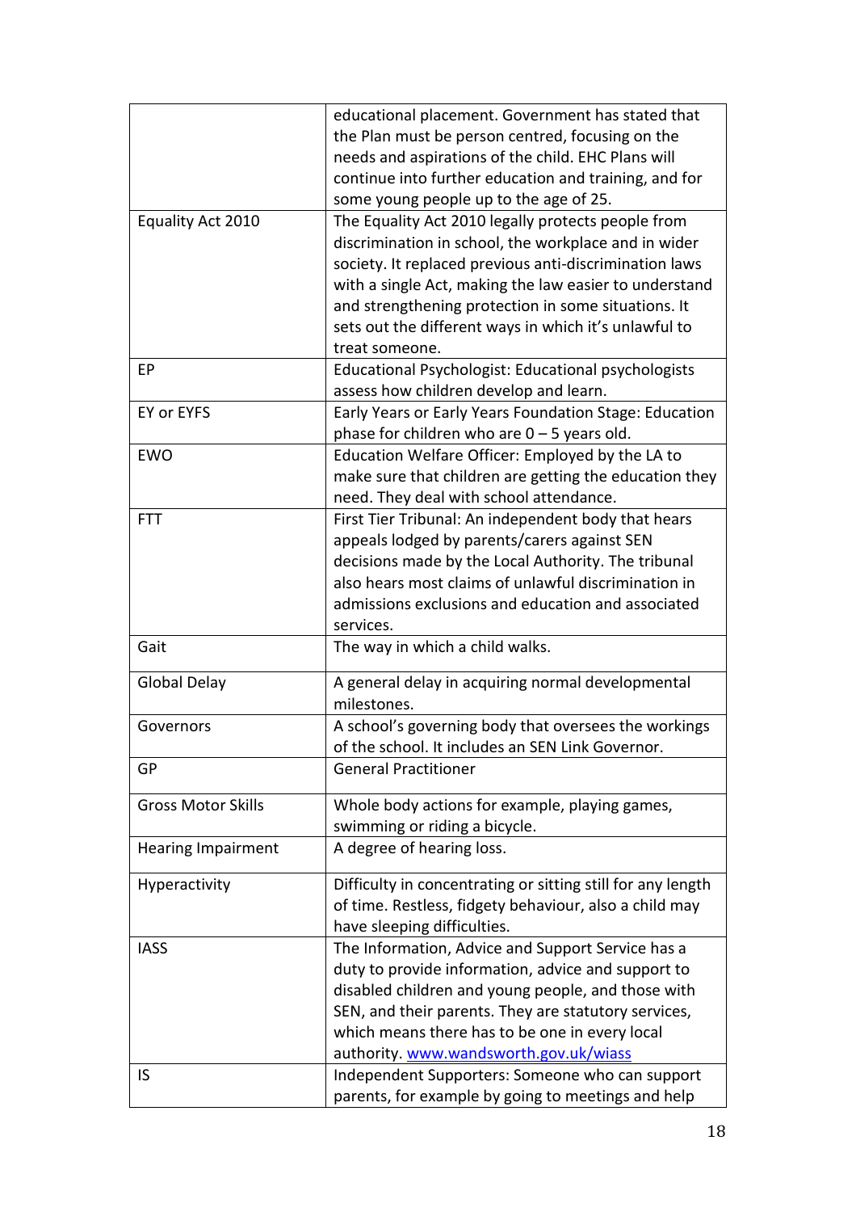| | |
|---|---|
| | educational placement. Government has stated that the Plan must be person centred, focusing on the needs and aspirations of the child. EHC Plans will continue into further education and training, and for some young people up to the age of 25. |
| Equality Act 2010 | The Equality Act 2010 legally protects people from discrimination in school, the workplace and in wider society. It replaced previous anti-discrimination laws with a single Act, making the law easier to understand and strengthening protection in some situations. It sets out the different ways in which it's unlawful to treat someone. |
| EP | Educational Psychologist: Educational psychologists assess how children develop and learn. |
| EY or EYFS | Early Years or Early Years Foundation Stage: Education phase for children who are 0 – 5 years old. |
| EWO | Education Welfare Officer: Employed by the LA to make sure that children are getting the education they need. They deal with school attendance. |
| FTT | First Tier Tribunal: An independent body that hears appeals lodged by parents/carers against SEN decisions made by the Local Authority. The tribunal also hears most claims of unlawful discrimination in admissions exclusions and education and associated services. |
| Gait | The way in which a child walks. |
| Global Delay | A general delay in acquiring normal developmental milestones. |
| Governors | A school's governing body that oversees the workings of the school. It includes an SEN Link Governor. |
| GP | General Practitioner |
| Gross Motor Skills | Whole body actions for example, playing games, swimming or riding a bicycle. |
| Hearing Impairment | A degree of hearing loss. |
| Hyperactivity | Difficulty in concentrating or sitting still for any length of time. Restless, fidgety behaviour, also a child may have sleeping difficulties. |
| IASS | The Information, Advice and Support Service has a duty to provide information, advice and support to disabled children and young people, and those with SEN, and their parents. They are statutory services, which means there has to be one in every local authority. [www.wandsworth.gov.uk/wiass](http://www.wandsworth.gov.uk/wiass) |
| IS | Independent Supporters: Someone who can support parents, for example by going to meetings and help |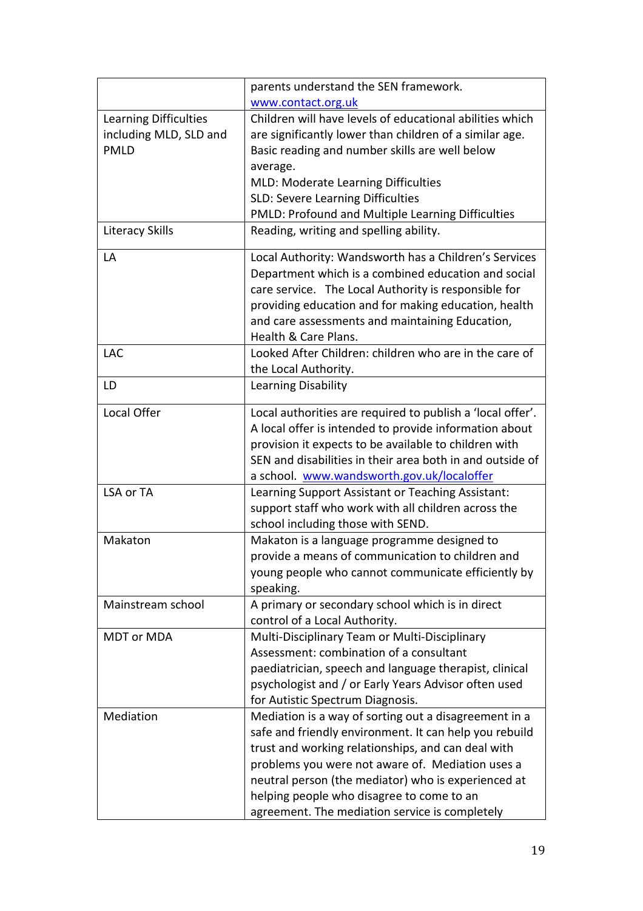| | |
|---|---|
| | parents understand the SEN framework. www.contact.org.uk |
| Learning Difficulties including MLD, SLD and PMLD | Children will have levels of educational abilities which are significantly lower than children of a similar age. Basic reading and number skills are well below average.<br>MLD: Moderate Learning Difficulties<br>SLD: Severe Learning Difficulties<br>PMLD: Profound and Multiple Learning Difficulties |
| Literacy Skills | Reading, writing and spelling ability. |
| LA | Local Authority: Wandsworth has a Children's Services Department which is a combined education and social care service. The Local Authority is responsible for providing education and for making education, health and care assessments and maintaining Education, Health & Care Plans. |
| LAC | Looked After Children: children who are in the care of the Local Authority. |
| LD | Learning Disability |
| Local Offer | Local authorities are required to publish a 'local offer'. A local offer is intended to provide information about provision it expects to be available to children with SEN and disabilities in their area both in and outside of a school. www.wandsworth.gov.uk/localoffer |
| LSA or TA | Learning Support Assistant or Teaching Assistant: support staff who work with all children across the school including those with SEND. |
| Makaton | Makaton is a language programme designed to provide a means of communication to children and young people who cannot communicate efficiently by speaking. |
| Mainstream school | A primary or secondary school which is in direct control of a Local Authority. |
| MDT or MDA | Multi-Disciplinary Team or Multi-Disciplinary Assessment: combination of a consultant paediatrician, speech and language therapist, clinical psychologist and / or Early Years Advisor often used for Autistic Spectrum Diagnosis. |
| Mediation | Mediation is a way of sorting out a disagreement in a safe and friendly environment. It can help you rebuild trust and working relationships, and can deal with problems you were not aware of. Mediation uses a neutral person (the mediator) who is experienced at helping people who disagree to come to an agreement. The mediation service is completely |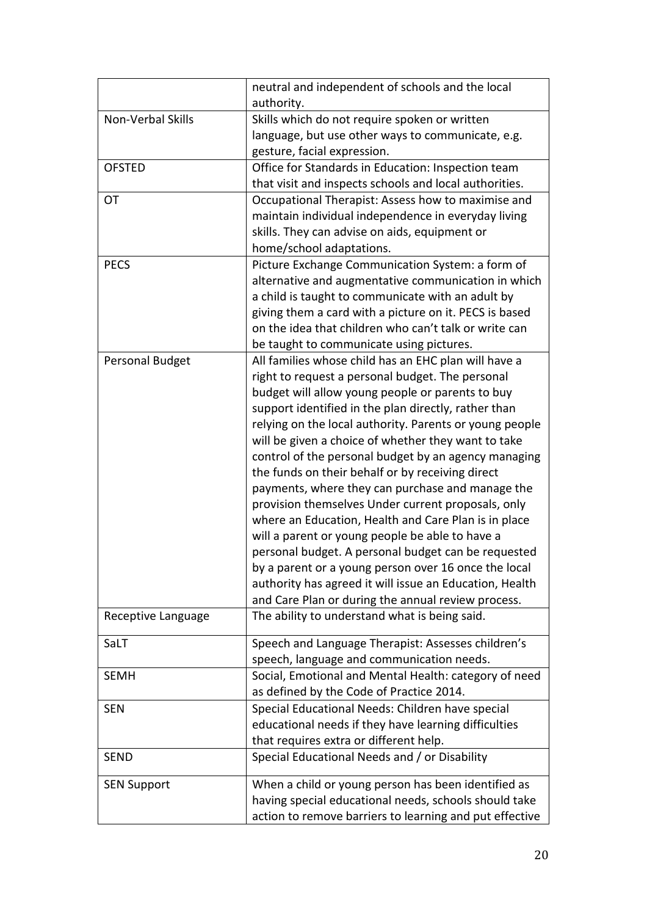| | |
|---|---|
| | neutral and independent of schools and the local authority. |
| Non-Verbal Skills | Skills which do not require spoken or written language, but use other ways to communicate, e.g. gesture, facial expression. |
| OFSTED | Office for Standards in Education: Inspection team that visit and inspects schools and local authorities. |
| OT | Occupational Therapist: Assess how to maximise and maintain individual independence in everyday living skills. They can advise on aids, equipment or home/school adaptations. |
| PECS | Picture Exchange Communication System: a form of alternative and augmentative communication in which a child is taught to communicate with an adult by giving them a card with a picture on it. PECS is based on the idea that children who can't talk or write can be taught to communicate using pictures. |
| Personal Budget | All families whose child has an EHC plan will have a right to request a personal budget. The personal budget will allow young people or parents to buy support identified in the plan directly, rather than relying on the local authority. Parents or young people will be given a choice of whether they want to take control of the personal budget by an agency managing the funds on their behalf or by receiving direct payments, where they can purchase and manage the provision themselves Under current proposals, only where an Education, Health and Care Plan is in place will a parent or young people be able to have a personal budget. A personal budget can be requested by a parent or a young person over 16 once the local authority has agreed it will issue an Education, Health and Care Plan or during the annual review process. |
| Receptive Language | The ability to understand what is being said. |
| SaLT | Speech and Language Therapist: Assesses children's speech, language and communication needs. |
| SEMH | Social, Emotional and Mental Health: category of need as defined by the Code of Practice 2014. |
| SEN | Special Educational Needs: Children have special educational needs if they have learning difficulties that requires extra or different help. |
| SEND | Special Educational Needs and / or Disability |
| SEN Support | When a child or young person has been identified as having special educational needs, schools should take action to remove barriers to learning and put effective |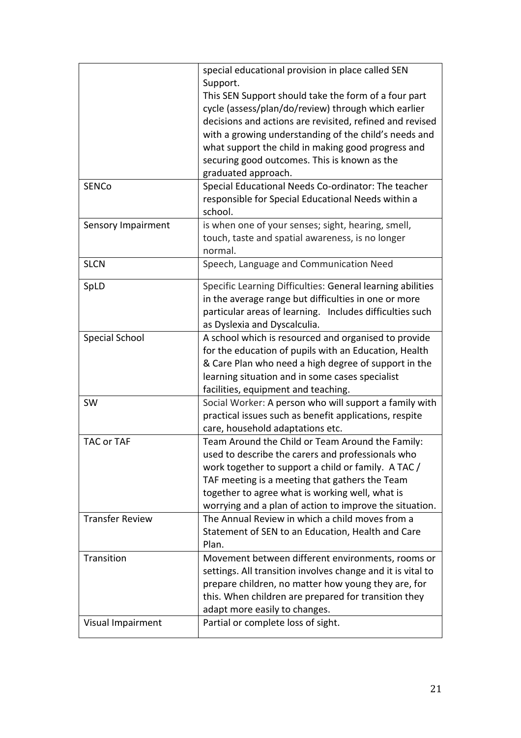| | |
|---|---|
| | special educational provision in place called SEN Support.<br>This SEN Support should take the form of a four part cycle (assess/plan/do/review) through which earlier decisions and actions are revisited, refined and revised with a growing understanding of the child's needs and what support the child in making good progress and securing good outcomes. This is known as the graduated approach. |
| SENCo | Special Educational Needs Co-ordinator: The teacher responsible for Special Educational Needs within a school. |
| Sensory Impairment | is when one of your senses; sight, hearing, smell, touch, taste and spatial awareness, is no longer normal. |
| SLCN | Speech, Language and Communication Need |
| SpLD | Specific Learning Difficulties: General learning abilities in the average range but difficulties in one or more particular areas of learning. Includes difficulties such as Dyslexia and Dyscalculia. |
| Special School | A school which is resourced and organised to provide for the education of pupils with an Education, Health & Care Plan who need a high degree of support in the learning situation and in some cases specialist facilities, equipment and teaching. |
| SW | Social Worker: A person who will support a family with practical issues such as benefit applications, respite care, household adaptations etc. |
| TAC or TAF | Team Around the Child or Team Around the Family: used to describe the carers and professionals who work together to support a child or family. A TAC / TAF meeting is a meeting that gathers the Team together to agree what is working well, what is worrying and a plan of action to improve the situation. |
| Transfer Review | The Annual Review in which a child moves from a Statement of SEN to an Education, Health and Care Plan. |
| Transition | Movement between different environments, rooms or settings. All transition involves change and it is vital to prepare children, no matter how young they are, for this. When children are prepared for transition they adapt more easily to changes. |
| Visual Impairment | Partial or complete loss of sight. |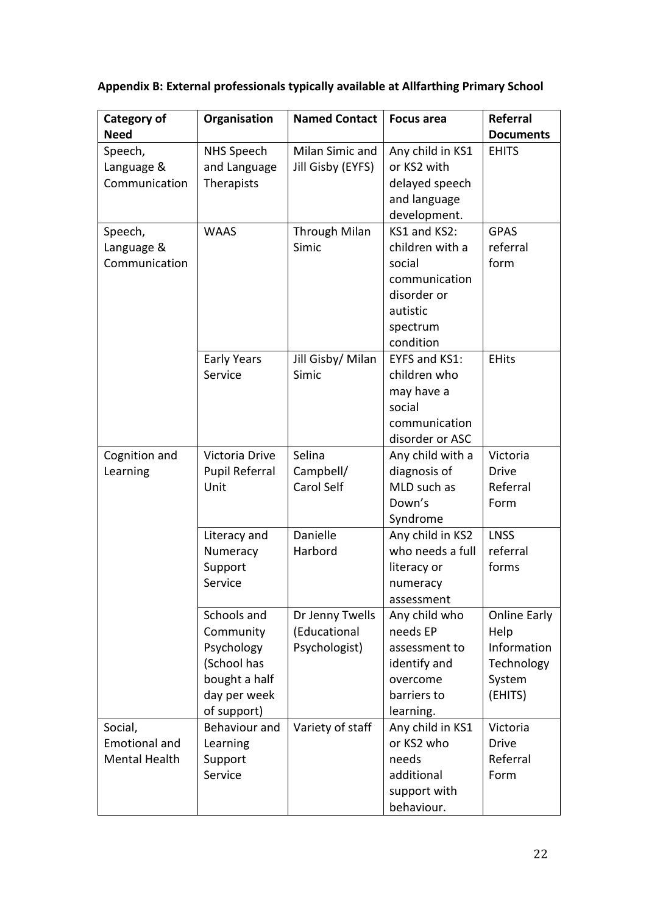**Appendix B: External professionals typically available at Allfarthing Primary School**

| Category of Need | Organisation | Named Contact | Focus area | Referral Documents |
|---|---|---|---|---|
| Speech, Language & Communication | NHS Speech and Language Therapists | Milan Simic and Jill Gisby (EYFS) | Any child in KS1 or KS2 with delayed speech and language development. | EHITS |
| Speech, Language & Communication | WAAS | Through Milan Simic | KS1 and KS2: children with a social communication disorder or autistic spectrum condition | GPAS referral form |
| | Early Years Service | Jill Gisby/ Milan Simic | EYFS and KS1: children who may have a social communication disorder or ASC | EHits |
| Cognition and Learning | Victoria Drive Pupil Referral Unit | Selina Campbell/ Carol Self | Any child with a diagnosis of MLD such as Down's Syndrome | Victoria Drive Referral Form |
| | Literacy and Numeracy Support Service | Danielle Harbord | Any child in KS2 who needs a full literacy or numeracy assessment | LNSS referral forms |
| | Schools and Community Psychology (School has bought a half day per week of support) | Dr Jenny Twells (Educational Psychologist) | Any child who needs EP assessment to identify and overcome barriers to learning. | Online Early Help Information Technology System (EHITS) |
| Social, Emotional and Mental Health | Behaviour and Learning Support Service | Variety of staff | Any child in KS1 or KS2 who needs additional support with behaviour. | Victoria Drive Referral Form |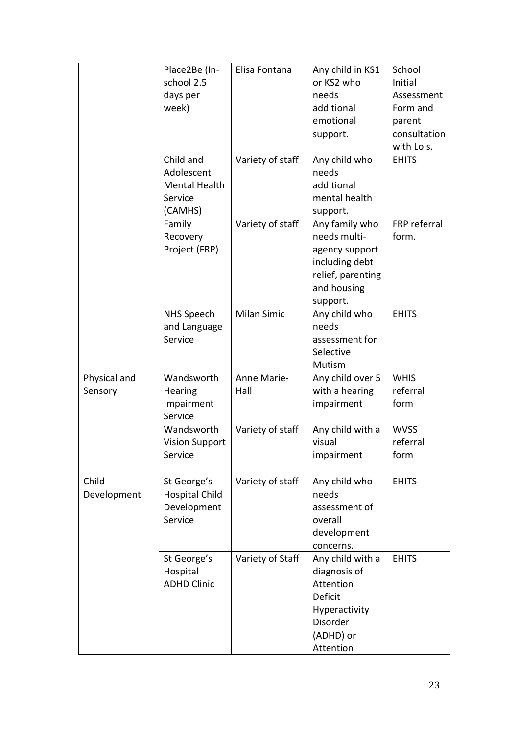| | | | | |
|---|---|---|---|---|
| | Place2Be (In-school 2.5 days per week) | Elisa Fontana | Any child in KS1 or KS2 who needs additional emotional support. | School Initial Assessment Form and parent consultation with Lois. |
| | Child and Adolescent Mental Health Service (CAMHS) | Variety of staff | Any child who needs additional mental health support. | EHITS |
| | Family Recovery Project (FRP) | Variety of staff | Any family who needs multi-agency support including debt relief, parenting and housing support. | FRP referral form. |
| | NHS Speech and Language Service | Milan Simic | Any child who needs assessment for Selective Mutism | EHITS |
| Physical and Sensory | Wandsworth Hearing Impairment Service | Anne Marie-Hall | Any child over 5 with a hearing impairment | WHIS referral form |
| | Wandsworth Vision Support Service | Variety of staff | Any child with a visual impairment | WVSS referral form |
| Child Development | St George's Hospital Child Development Service | Variety of staff | Any child who needs assessment of overall development concerns. | EHITS |
| | St George's Hospital ADHD Clinic | Variety of Staff | Any child with a diagnosis of Attention Deficit Hyperactivity Disorder (ADHD) or Attention | EHITS |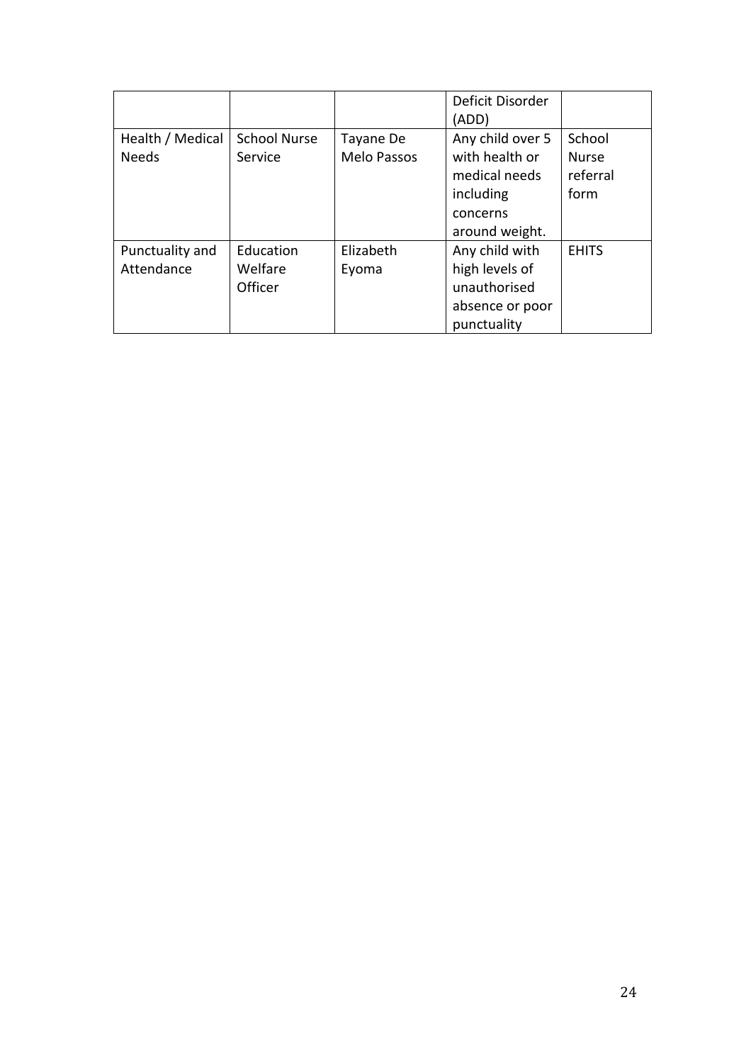| | | | | |
|---|---|---|---|---|
| | | | Deficit Disorder (ADD) | |
| Health / Medical Needs | School Nurse Service | Tayane De Melo Passos | Any child over 5 with health or medical needs including concerns around weight. | School Nurse referral form |
| Punctuality and Attendance | Education Welfare Officer | Elizabeth Eyoma | Any child with high levels of unauthorised absence or poor punctuality | EHITS |